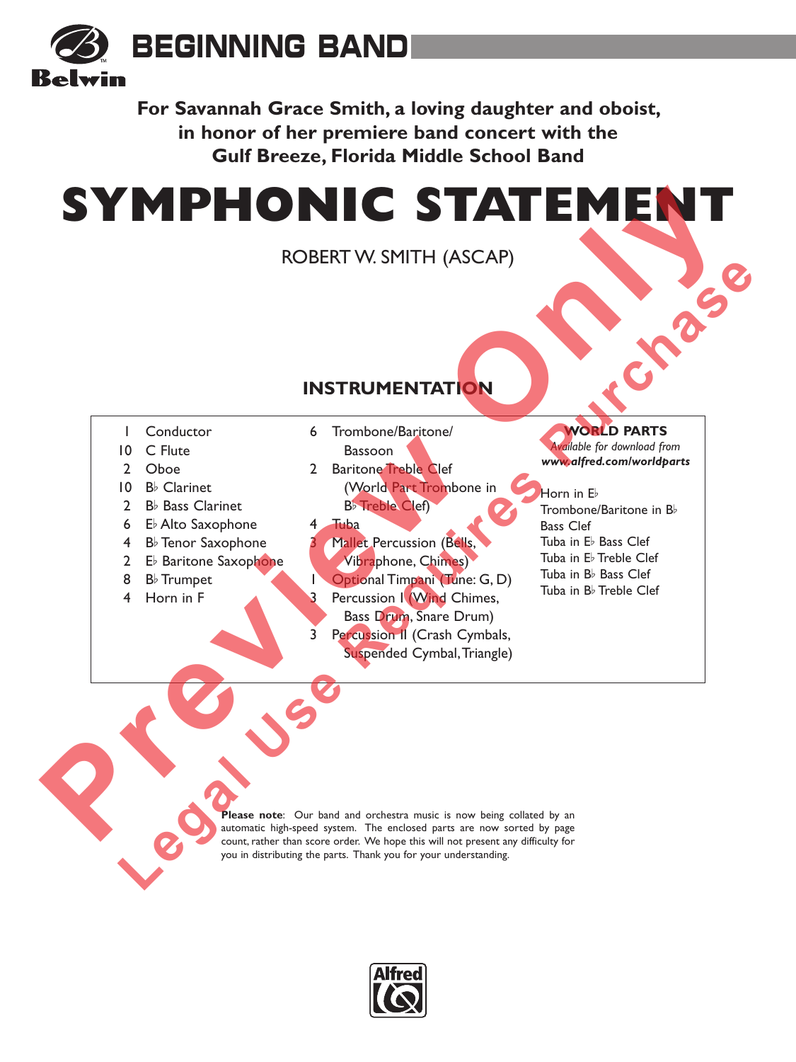# BEGINNING BAND

Belwin

**For Savannah Grace Smith, a loving daughter and oboist,**
**in honor of her premiere band concert with the**
**Gulf Breeze, Florida Middle School Band**

# SYMPHONIC STATEMENT

ROBERT W. SMITH (ASCAP)

## INSTRUMENTATION

- 1 Conductor
- 10 C Flute
- 2 Oboe
- 10 B♭ Clarinet
- 2 B♭ Bass Clarinet
- 6 E♭ Alto Saxophone
- 4 B♭ Tenor Saxophone
- 2 E♭ Baritone Saxophone
- 8 B♭ Trumpet
- 4 Horn in F
- 6 Trombone/Baritone/Bassoon
- 2 Baritone Treble Clef (World Part Trombone in B♭ Treble Clef)
- 4 Tuba
- 3 Mallet Percussion (Bells, Vibraphone, Chimes)
- 1 Optional Timpani (Tune: G, D)
- 3 Percussion I (Wind Chimes, Bass Drum, Snare Drum)
- 3 Percussion II (Crash Cymbals, Suspended Cymbal, Triangle)

**WORLD PARTS**
*Available for download from* ***www.alfred.com/worldparts***

- Horn in E♭
- Trombone/Baritone in B♭ Bass Clef
- Tuba in E♭ Bass Clef
- Tuba in E♭ Treble Clef
- Tuba in B♭ Bass Clef
- Tuba in B♭ Treble Clef

**Please note**: Our band and orchestra music is now being collated by an automatic high-speed system. The enclosed parts are now sorted by page count, rather than score order. We hope this will not present any difficulty for you in distributing the parts. Thank you for your understanding.

Alfred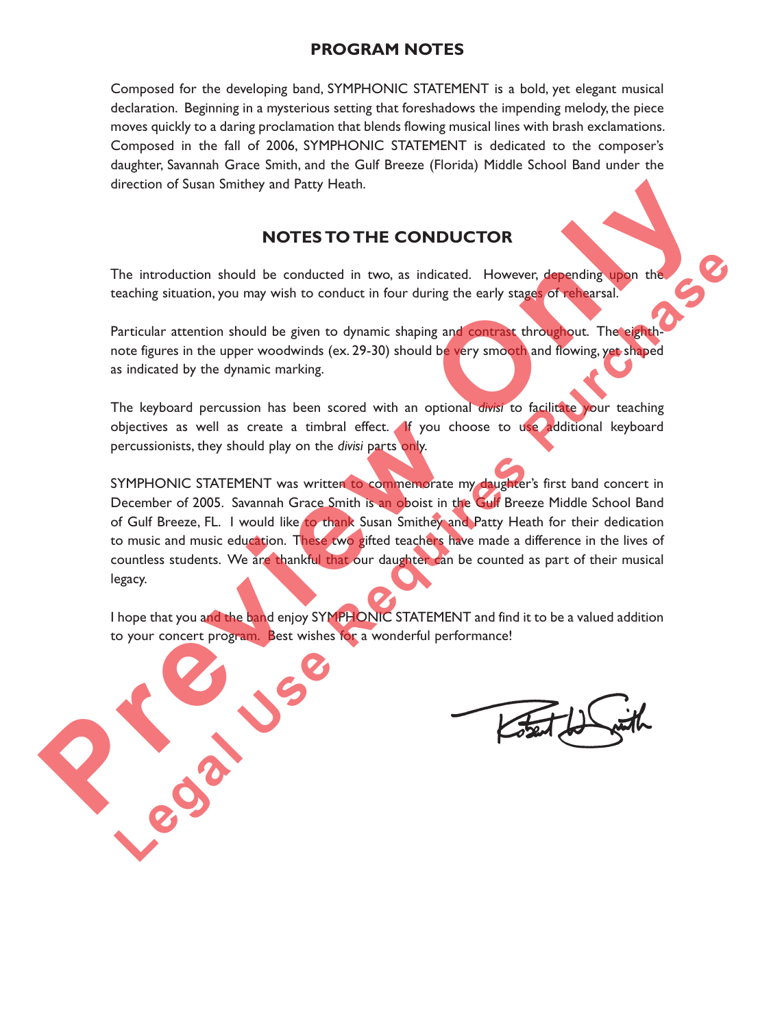## PROGRAM NOTES

Composed for the developing band, SYMPHONIC STATEMENT is a bold, yet elegant musical declaration. Beginning in a mysterious setting that foreshadows the impending melody, the piece moves quickly to a daring proclamation that blends flowing musical lines with brash exclamations. Composed in the fall of 2006, SYMPHONIC STATEMENT is dedicated to the composer's daughter, Savannah Grace Smith, and the Gulf Breeze (Florida) Middle School Band under the direction of Susan Smithey and Patty Heath.

## NOTES TO THE CONDUCTOR

The introduction should be conducted in two, as indicated. However, depending upon the teaching situation, you may wish to conduct in four during the early stages of rehearsal.

Particular attention should be given to dynamic shaping and contrast throughout. The eighth-note figures in the upper woodwinds (ex. 29-30) should be very smooth and flowing, yet shaped as indicated by the dynamic marking.

The keyboard percussion has been scored with an optional *divisi* to facilitate your teaching objectives as well as create a timbral effect. If you choose to use additional keyboard percussionists, they should play on the *divisi* parts only.

SYMPHONIC STATEMENT was written to commemorate my daughter's first band concert in December of 2005. Savannah Grace Smith is an oboist in the Gulf Breeze Middle School Band of Gulf Breeze, FL. I would like to thank Susan Smithey and Patty Heath for their dedication to music and music education. These two gifted teachers have made a difference in the lives of countless students. We are thankful that our daughter can be counted as part of their musical legacy.

I hope that you and the band enjoy SYMPHONIC STATEMENT and find it to be a valued addition to your concert program. Best wishes for a wonderful performance!

Robert W. Smith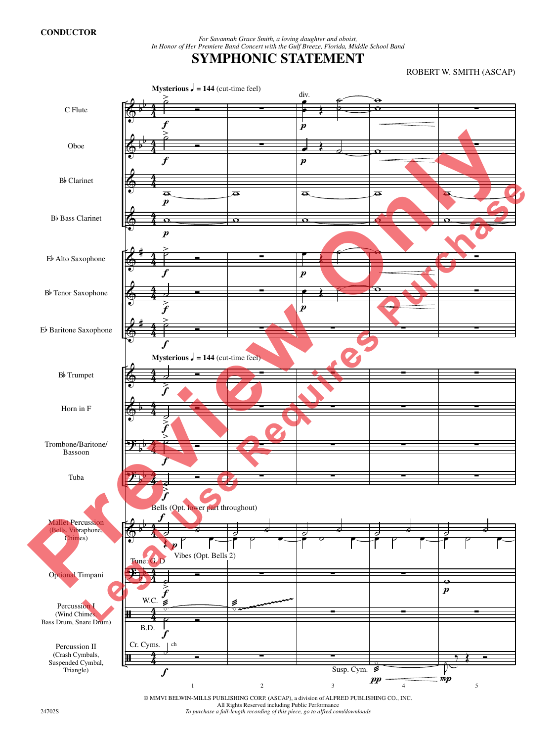**CONDUCTOR**

*For Savannah Grace Smith, a loving daughter and oboist,*
*In Honor of Her Premiere Band Concert with the Gulf Breeze, Florida, Middle School Band*

# SYMPHONIC STATEMENT

ROBERT W. SMITH (ASCAP)

© MMVI BELWIN-MILLS PUBLISHING CORP. (ASCAP), a division of ALFRED PUBLISHING CO., INC.
All Rights Reserved including Public Performance
*To purchase a full-length recording of this piece, go to alfred.com/downloads*

24702S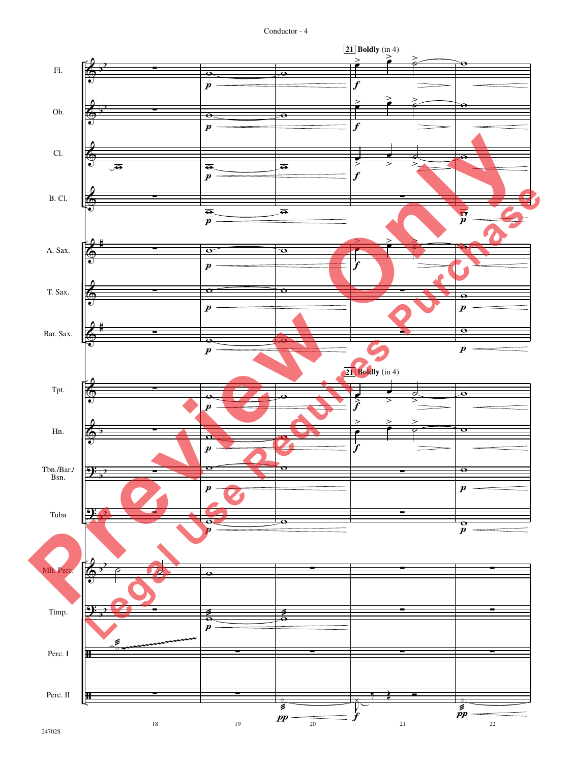21 **Boldly** (in 4)

Fl.

Ob.

Cl.

B. Cl.

A. Sax.

T. Sax.

Bar. Sax.

21 **Boldly** (in 4)

Tpt.

Hn.

Tbn./Bar./Bsn.

Tuba

Mlt. Perc.

Timp.

Perc. I

Perc. II

18 19 20 21 22

24702S

Preview Only
Legal Use Requires Purchase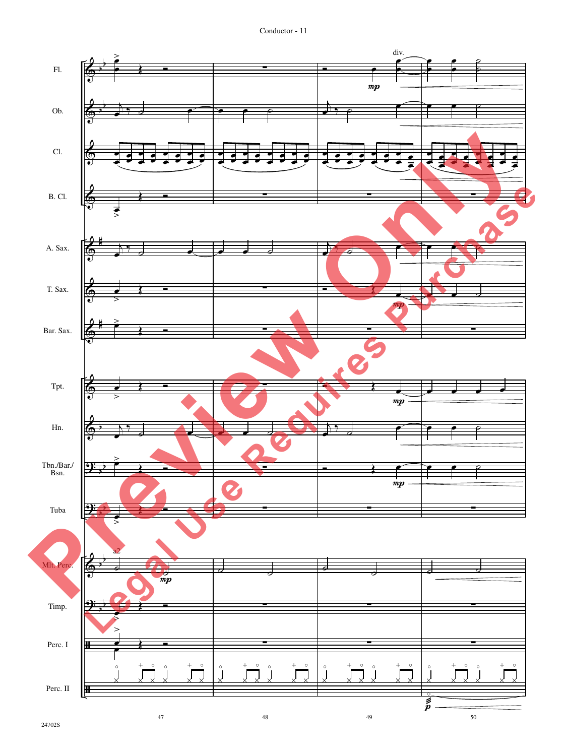Fl.

Ob.

Cl.

B. Cl.

A. Sax.

T. Sax.

Bar. Sax.

Tpt.

Hn.

Tbn./Bar./Bsn.

Tuba

Mlt. Perc.

Timp.

Perc. I

Perc. II

div.

a2

*mp*

*p*

47 48 49 50

24702S

Preview Only

Legal Use Requires Purchase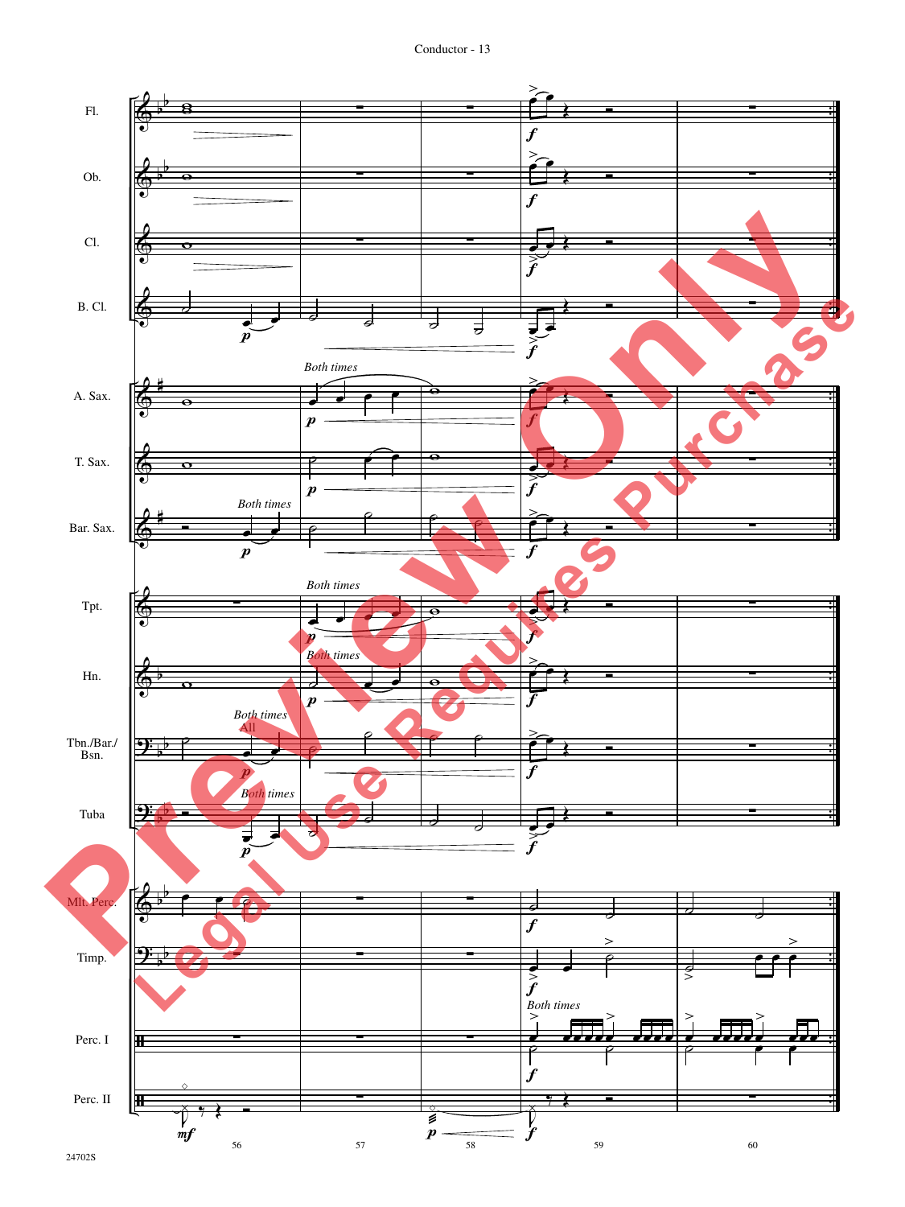Fl.

Ob.

Cl.

B. Cl.

A. Sax.

T. Sax.

Bar. Sax.

Tpt.

Hn.

Tbn./Bar./Bsn.

Tuba

Mlt. Perc.

Timp.

Perc. I

Perc. II

*Both times*

*Both times*

*Both times*

*Both times*

*Both times*

All

*Both times*

*Both times*

56 57 58 59 60

24702S

Preview Only
Legal Use Requires Purchase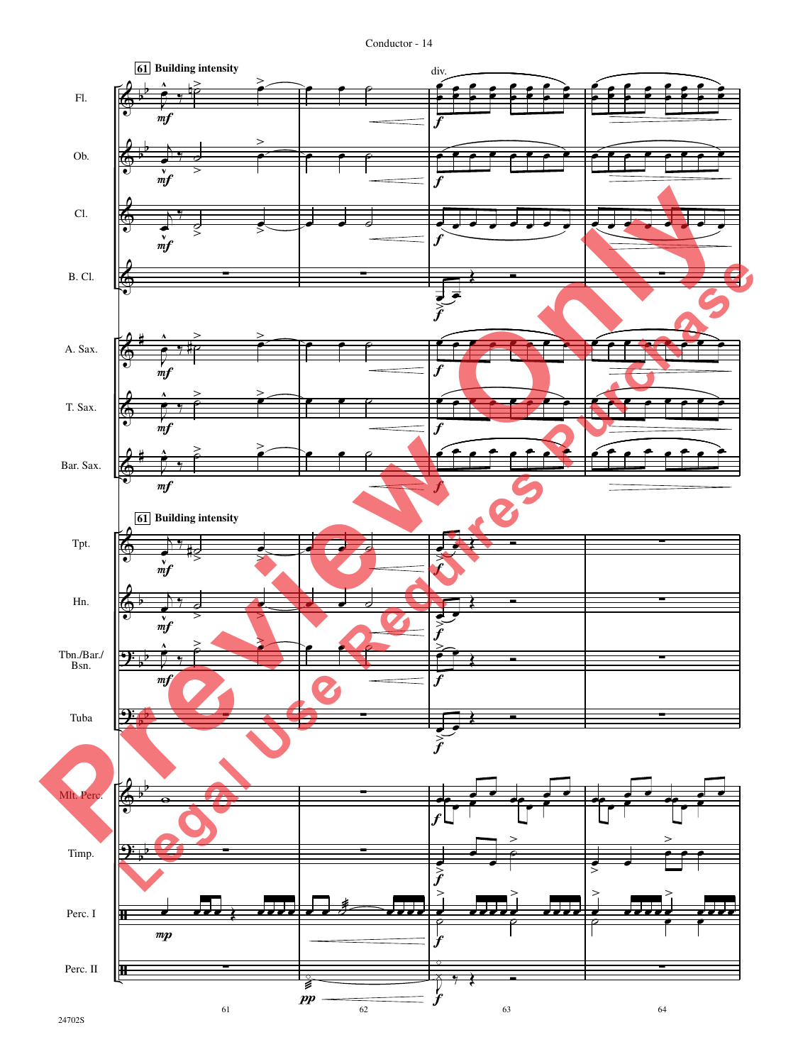**61** **Building intensity**

**61** **Building intensity**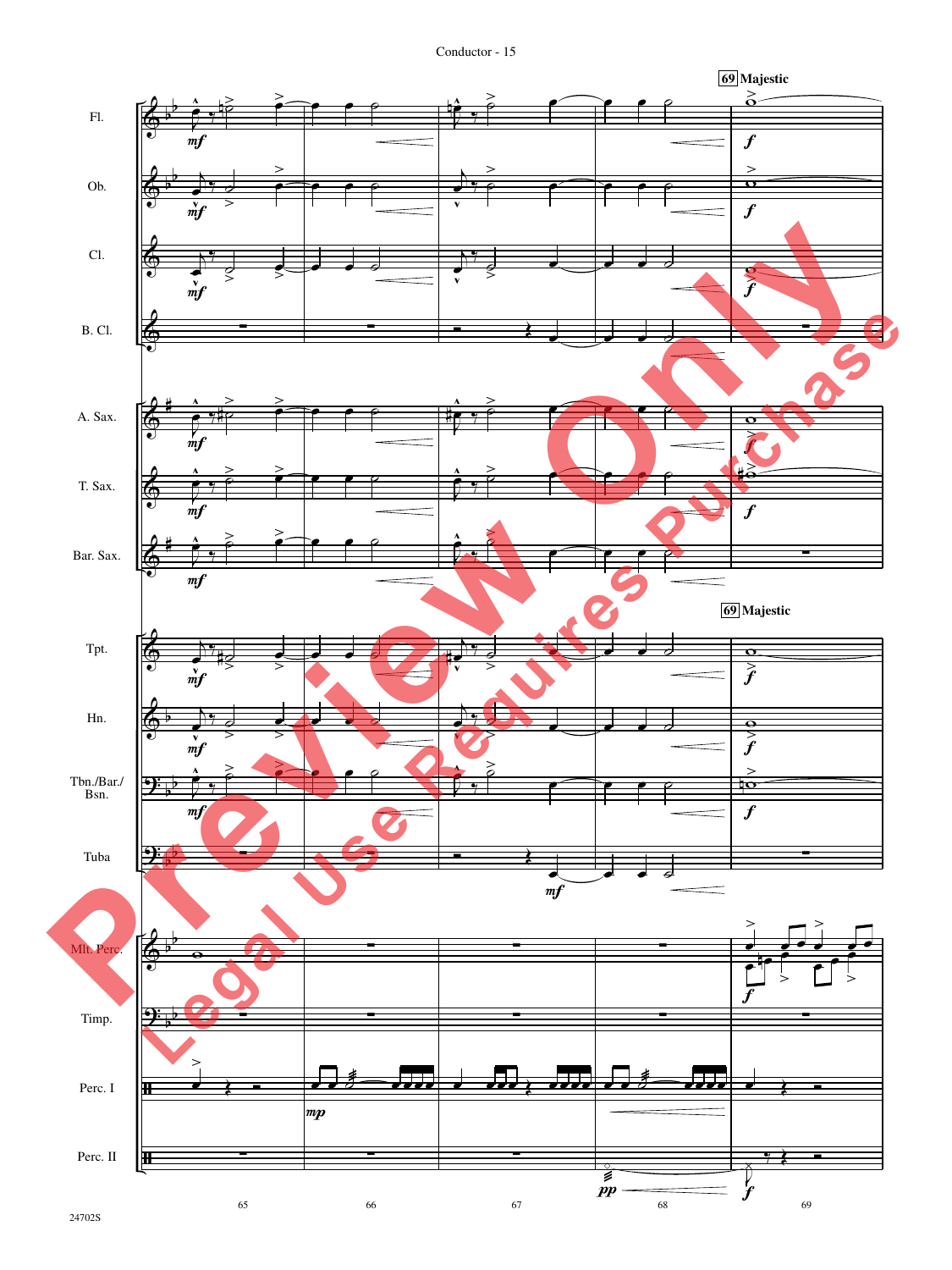69 Majestic

Fl.

Ob.

Cl.

B. Cl.

A. Sax.

T. Sax.

Bar. Sax.

69 Majestic

Tpt.

Hn.

Tbn./Bar./Bsn.

Tuba

Mlt. Perc.

Timp.

Perc. I

Perc. II

65 66 67 68 69

24702S

Preview Only
Legal Use Requires Purchase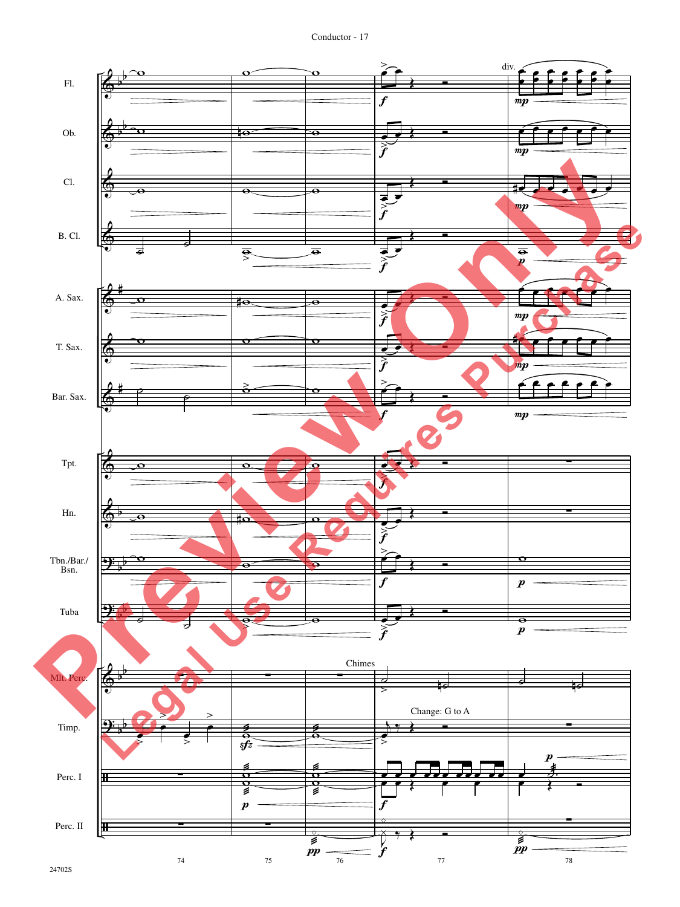Fl.

Ob.

Cl.

B. Cl.

A. Sax.

T. Sax.

Bar. Sax.

Tpt.

Hn.

Tbn./Bar./ Bsn.

Tuba

Mlt. Perc.

Timp.

Perc. I

Perc. II

div.

Chimes

Change: G to A

74 75 76 77 78

24702S